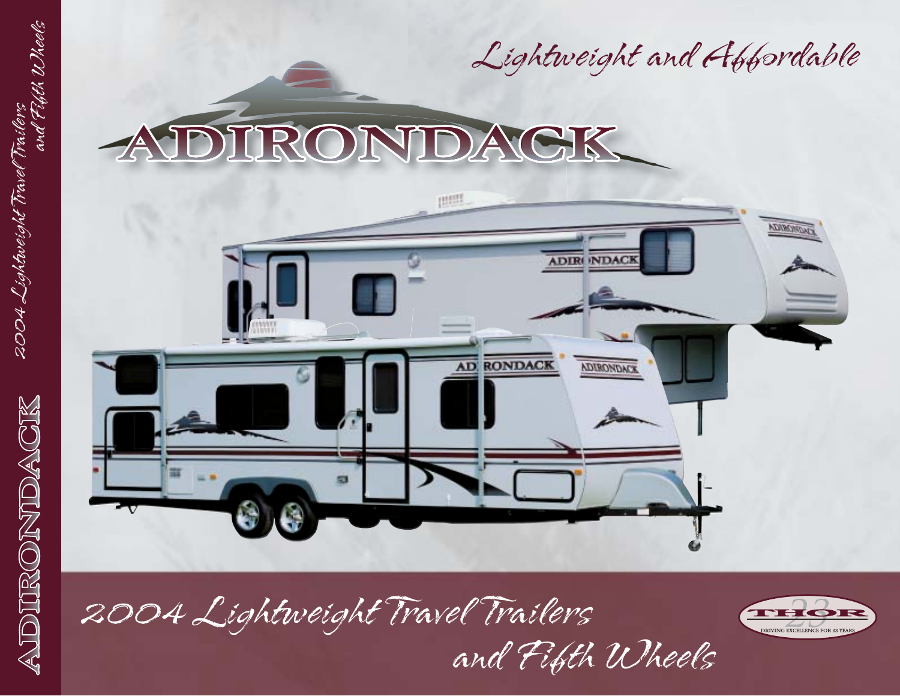# ADIRONDACK

*Lightweight and Affordable*

## 2004 Lightweight Travel Trailers and Fifth Wheels

THOR 23 — DRIVING EXCELLENCE FOR 23 YEARS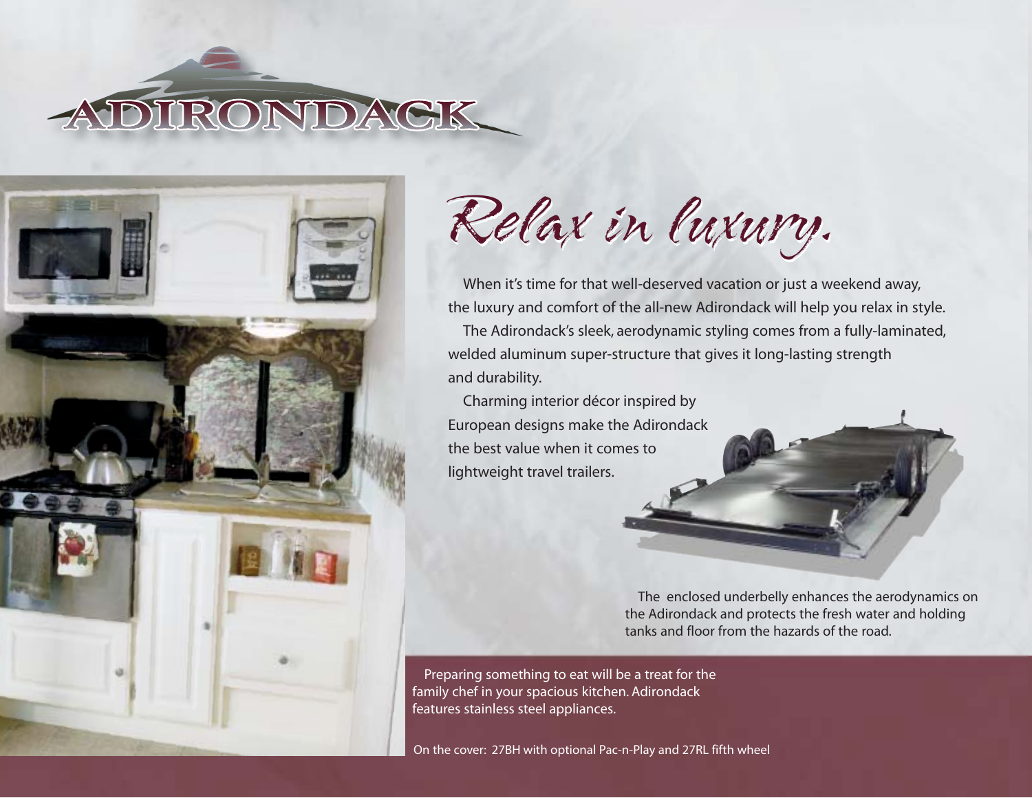# ADIRONDACK

## *Relax in luxury.*

When it's time for that well-deserved vacation or just a weekend away, the luxury and comfort of the all-new Adirondack will help you relax in style.

The Adirondack's sleek, aerodynamic styling comes from a fully-laminated, welded aluminum super-structure that gives it long-lasting strength and durability.

Charming interior décor inspired by European designs make the Adirondack the best value when it comes to lightweight travel trailers.

The enclosed underbelly enhances the aerodynamics on the Adirondack and protects the fresh water and holding tanks and floor from the hazards of the road.

Preparing something to eat will be a treat for the family chef in your spacious kitchen. Adirondack features stainless steel appliances.

On the cover: 27BH with optional Pac-n-Play and 27RL fifth wheel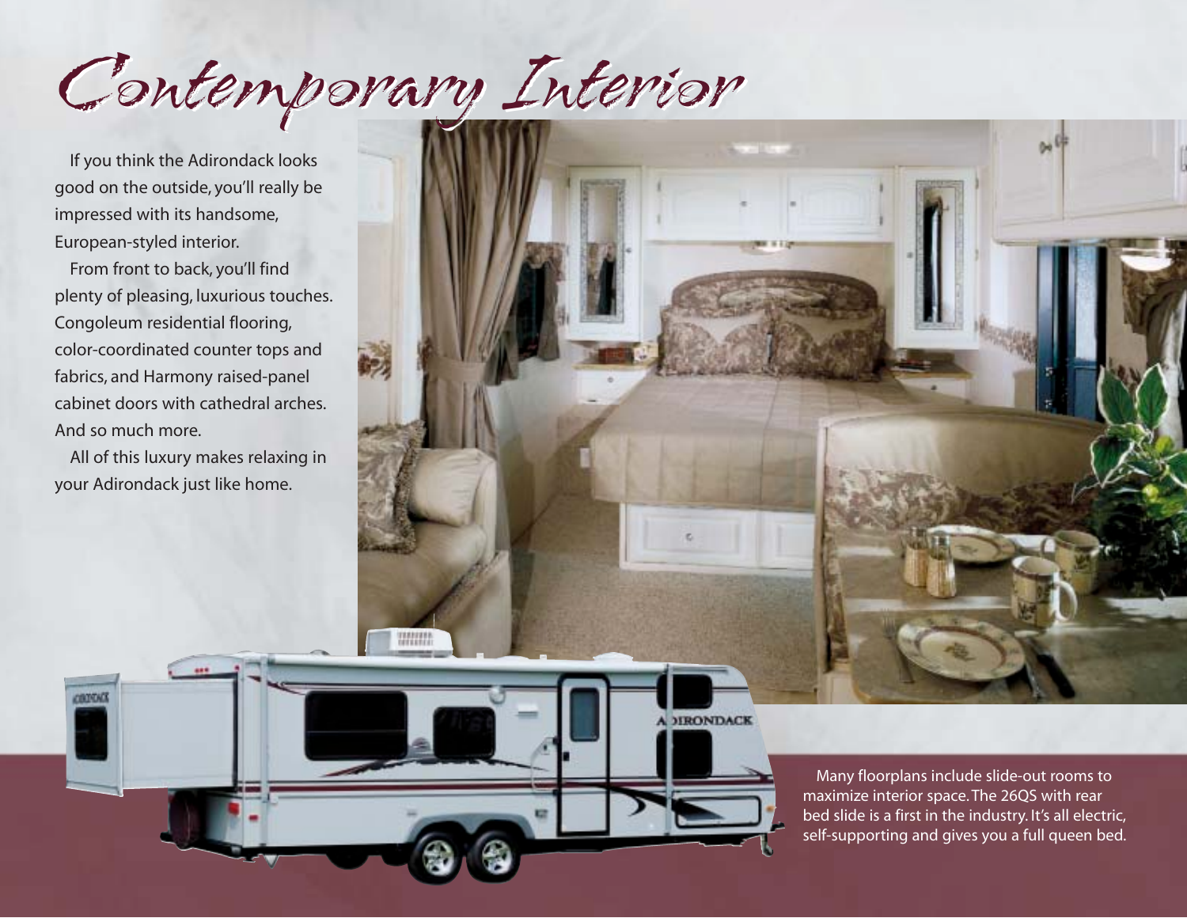# Contemporary Interior

If you think the Adirondack looks good on the outside, you'll really be impressed with its handsome, European-styled interior.

From front to back, you'll find plenty of pleasing, luxurious touches. Congoleum residential flooring, color-coordinated counter tops and fabrics, and Harmony raised-panel cabinet doors with cathedral arches. And so much more.

All of this luxury makes relaxing in your Adirondack just like home.

Many floorplans include slide-out rooms to maximize interior space. The 26QS with rear bed slide is a first in the industry. It's all electric, self-supporting and gives you a full queen bed.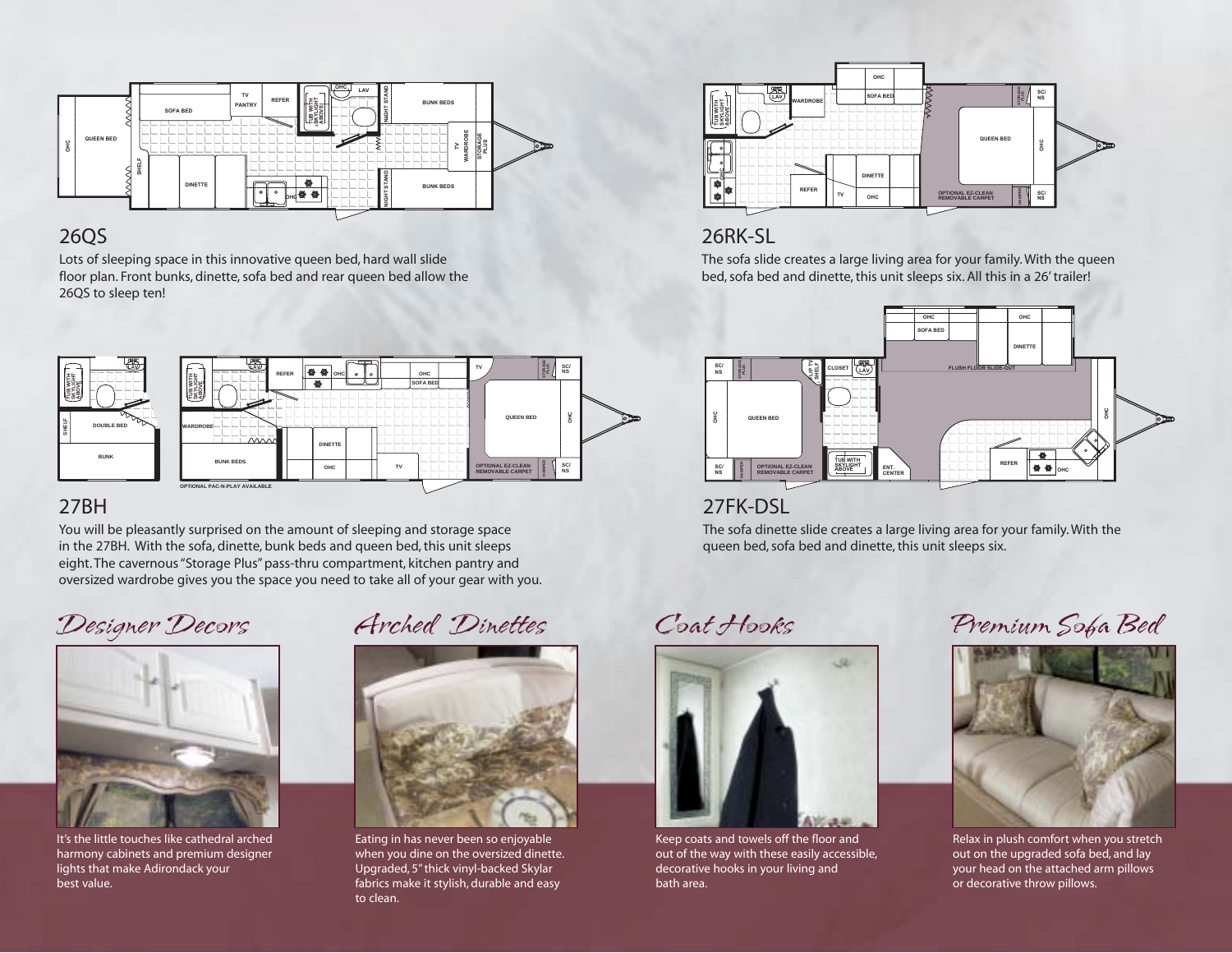## 26QS

Lots of sleeping space in this innovative queen bed, hard wall slide floor plan. Front bunks, dinette, sofa bed and rear queen bed allow the 26QS to sleep ten!

## 26RK-SL

The sofa slide creates a large living area for your family. With the queen bed, sofa bed and dinette, this unit sleeps six. All this in a 26' trailer!

## 27BH

OPTIONAL PAC-N-PLAY AVAILABLE

You will be pleasantly surprised on the amount of sleeping and storage space in the 27BH. With the sofa, dinette, bunk beds and queen bed, this unit sleeps eight. The cavernous "Storage Plus" pass-thru compartment, kitchen pantry and oversized wardrobe gives you the space you need to take all of your gear with you.

## 27FK-DSL

The sofa dinette slide creates a large living area for your family. With the queen bed, sofa bed and dinette, this unit sleeps six.

### *Designer Decors*

It's the little touches like cathedral arched harmony cabinets and premium designer lights that make Adirondack your best value.

### *Arched Dinettes*

Eating in has never been so enjoyable when you dine on the oversized dinette. Upgraded, 5" thick vinyl-backed Skylar fabrics make it stylish, durable and easy to clean.

### *Coat Hooks*

Keep coats and towels off the floor and out of the way with these easily accessible, decorative hooks in your living and bath area.

### *Premium Sofa Bed*

Relax in plush comfort when you stretch out on the upgraded sofa bed, and lay your head on the attached arm pillows or decorative throw pillows.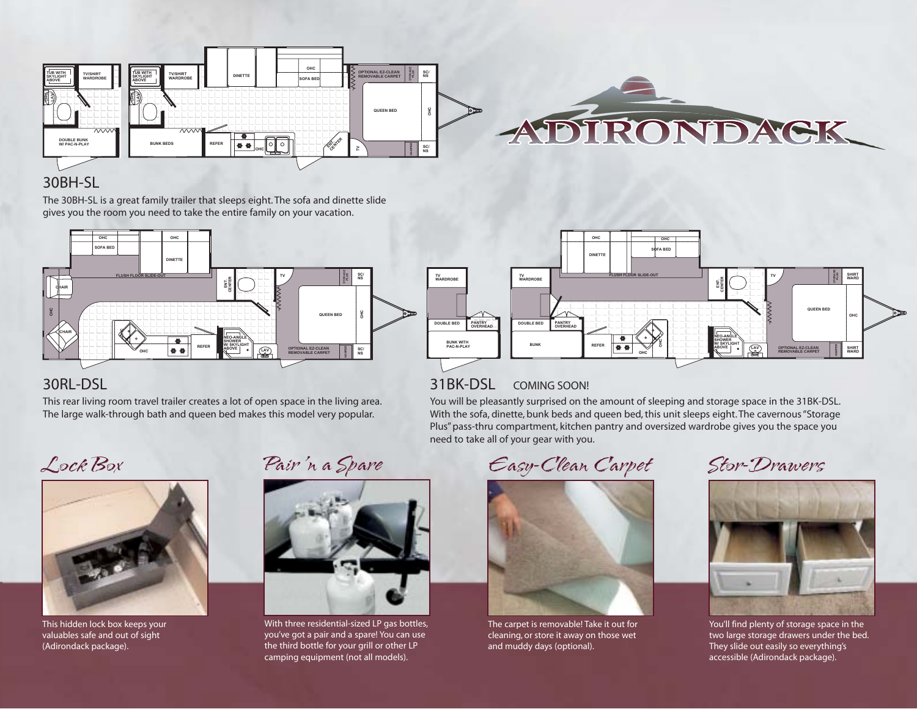ADIRONDACK

## 30BH-SL

The 30BH-SL is a great family trailer that sleeps eight. The sofa and dinette slide gives you the room you need to take the entire family on your vacation.

## 30RL-DSL

This rear living room travel trailer creates a lot of open space in the living area. The large walk-through bath and queen bed makes this model very popular.

## 31BK-DSL COMING SOON!

You will be pleasantly surprised on the amount of sleeping and storage space in the 31BK-DSL. With the sofa, dinette, bunk beds and queen bed, this unit sleeps eight. The cavernous "Storage Plus" pass-thru compartment, kitchen pantry and oversized wardrobe gives you the space you need to take all of your gear with you.

### *Lock Box*

This hidden lock box keeps your valuables safe and out of sight (Adirondack package).

### *Pair 'n a Spare*

With three residential-sized LP gas bottles, you've got a pair and a spare! You can use the third bottle for your grill or other LP camping equipment (not all models).

### *Easy-Clean Carpet*

The carpet is removable! Take it out for cleaning, or store it away on those wet and muddy days (optional).

### *Stor-Drawers*

You'll find plenty of storage space in the two large storage drawers under the bed. They slide out easily so everything's accessible (Adirondack package).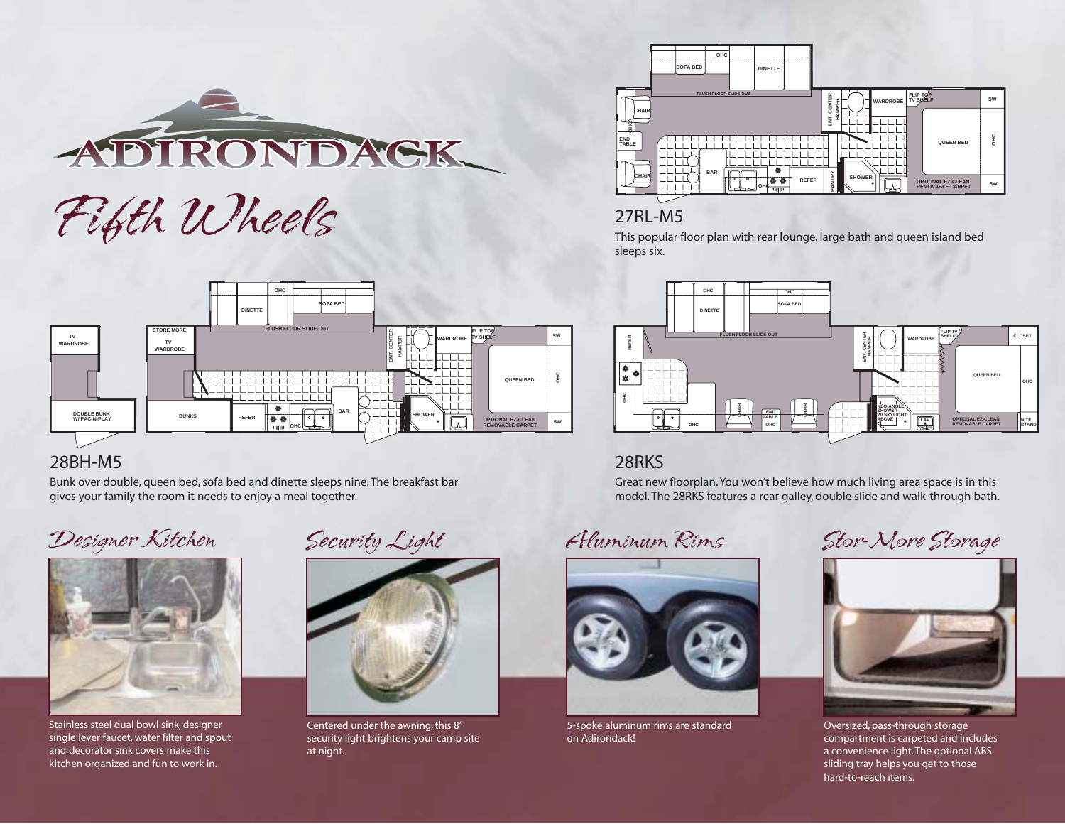# ADIRONDACK

## *Fifth Wheels*

## 27RL-M5

This popular floor plan with rear lounge, large bath and queen island bed sleeps six.

## 28BH-M5

Bunk over double, queen bed, sofa bed and dinette sleeps nine. The breakfast bar gives your family the room it needs to enjoy a meal together.

## 28RKS

Great new floorplan. You won't believe how much living area space is in this model. The 28RKS features a rear galley, double slide and walk-through bath.

### *Designer Kitchen*

Stainless steel dual bowl sink, designer single lever faucet, water filter and spout and decorator sink covers make this kitchen organized and fun to work in.

### *Security Light*

Centered under the awning, this 8" security light brightens your camp site at night.

### *Aluminum Rims*

5-spoke aluminum rims are standard on Adirondack!

### *Stor-More Storage*

Oversized, pass-through storage compartment is carpeted and includes a convenience light. The optional ABS sliding tray helps you get to those hard-to-reach items.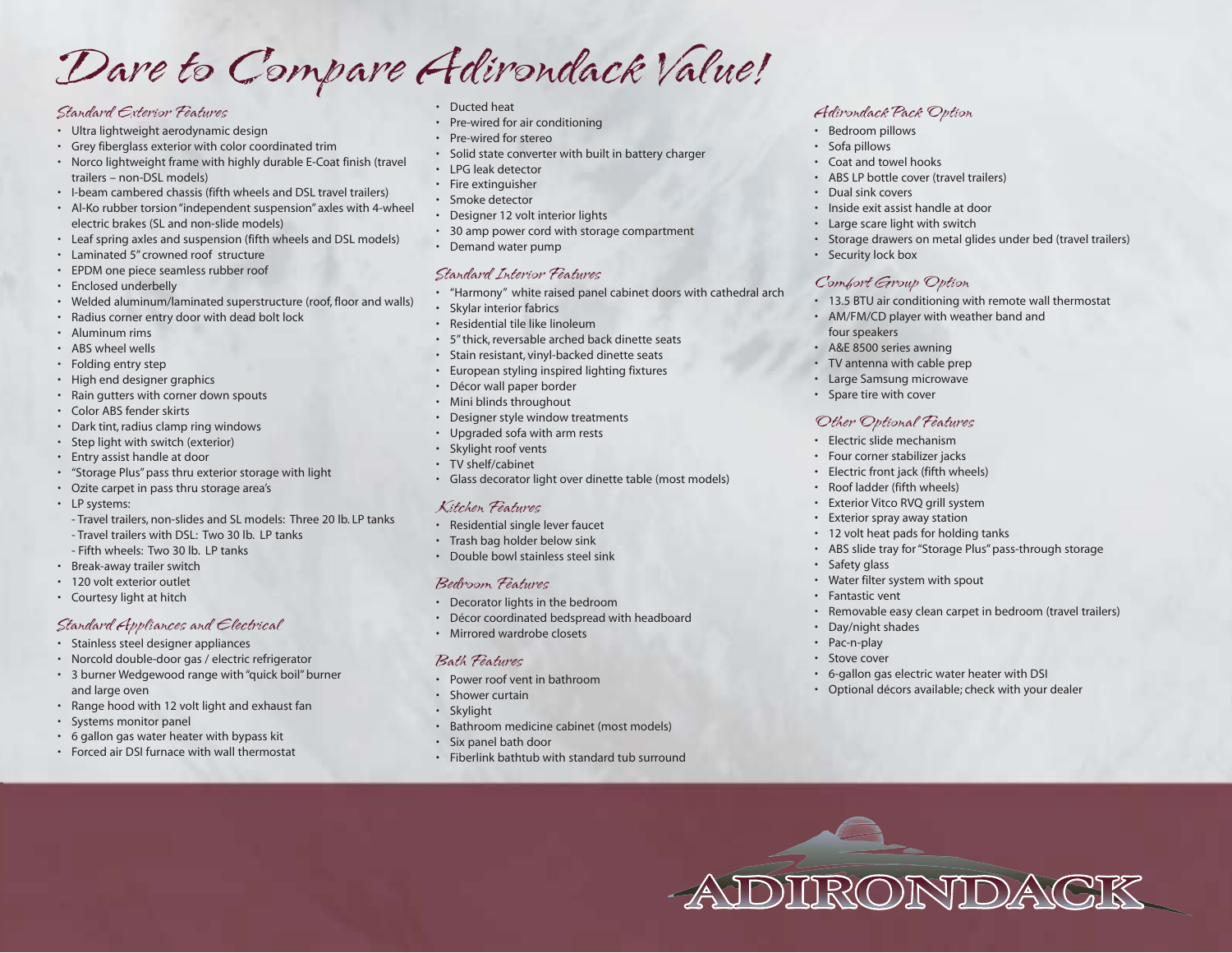# Dare to Compare Adirondack Value!

### Standard Exterior Features

- Ultra lightweight aerodynamic design
- Grey fiberglass exterior with color coordinated trim
- Norco lightweight frame with highly durable E-Coat finish (travel trailers – non-DSL models)
- I-beam cambered chassis (fifth wheels and DSL travel trailers)
- Al-Ko rubber torsion "independent suspension" axles with 4-wheel electric brakes (SL and non-slide models)
- Leaf spring axles and suspension (fifth wheels and DSL models)
- Laminated 5" crowned roof structure
- EPDM one piece seamless rubber roof
- Enclosed underbelly
- Welded aluminum/laminated superstructure (roof, floor and walls)
- Radius corner entry door with dead bolt lock
- Aluminum rims
- ABS wheel wells
- Folding entry step
- High end designer graphics
- Rain gutters with corner down spouts
- Color ABS fender skirts
- Dark tint, radius clamp ring windows
- Step light with switch (exterior)
- Entry assist handle at door
- "Storage Plus" pass thru exterior storage with light
- Ozite carpet in pass thru storage area's
- LP systems:
  - Travel trailers, non-slides and SL models: Three 20 lb. LP tanks
  - Travel trailers with DSL: Two 30 lb. LP tanks
  - Fifth wheels: Two 30 lb. LP tanks
- Break-away trailer switch
- 120 volt exterior outlet
- Courtesy light at hitch

### Standard Appliances and Electrical

- Stainless steel designer appliances
- Norcold double-door gas / electric refrigerator
- 3 burner Wedgewood range with "quick boil" burner and large oven
- Range hood with 12 volt light and exhaust fan
- Systems monitor panel
- 6 gallon gas water heater with bypass kit
- Forced air DSI furnace with wall thermostat
- Ducted heat
- Pre-wired for air conditioning
- Pre-wired for stereo
- Solid state converter with built in battery charger
- LPG leak detector
- Fire extinguisher
- Smoke detector
- Designer 12 volt interior lights
- 30 amp power cord with storage compartment
- Demand water pump

### Standard Interior Features

- "Harmony" white raised panel cabinet doors with cathedral arch
- Skylar interior fabrics
- Residential tile like linoleum
- 5" thick, reversable arched back dinette seats
- Stain resistant, vinyl-backed dinette seats
- European styling inspired lighting fixtures
- Décor wall paper border
- Mini blinds throughout
- Designer style window treatments
- Upgraded sofa with arm rests
- Skylight roof vents
- TV shelf/cabinet
- Glass decorator light over dinette table (most models)

### Kitchen Features

- Residential single lever faucet
- Trash bag holder below sink
- Double bowl stainless steel sink

### Bedroom Features

- Decorator lights in the bedroom
- Décor coordinated bedspread with headboard
- Mirrored wardrobe closets

### Bath Features

- Power roof vent in bathroom
- Shower curtain
- Skylight
- Bathroom medicine cabinet (most models)
- Six panel bath door
- Fiberlink bathtub with standard tub surround

### Adirondack Pack Option

- Bedroom pillows
- Sofa pillows
- Coat and towel hooks
- ABS LP bottle cover (travel trailers)
- Dual sink covers
- Inside exit assist handle at door
- Large scare light with switch
- Storage drawers on metal glides under bed (travel trailers)
- Security lock box

### Comfort Group Option

- 13.5 BTU air conditioning with remote wall thermostat
- AM/FM/CD player with weather band and four speakers
- A&E 8500 series awning
- TV antenna with cable prep
- Large Samsung microwave
- Spare tire with cover

### Other Optional Features

- Electric slide mechanism
- Four corner stabilizer jacks
- Electric front jack (fifth wheels)
- Roof ladder (fifth wheels)
- Exterior Vitco RVQ grill system
- Exterior spray away station
- 12 volt heat pads for holding tanks
- ABS slide tray for "Storage Plus" pass-through storage
- Safety glass
- Water filter system with spout
- Fantastic vent
- Removable easy clean carpet in bedroom (travel trailers)
- Day/night shades
- Pac-n-play
- Stove cover
- 6-gallon gas electric water heater with DSI
- Optional décors available; check with your dealer

ADIRONDACK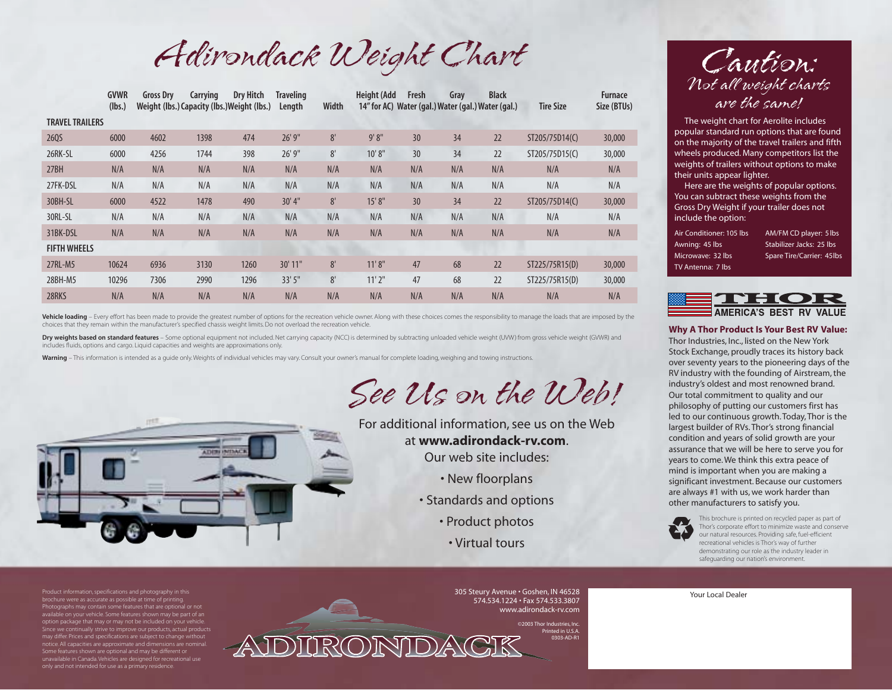# Adirondack Weight Chart

| | GVWR (lbs.) | Gross Dry Weight (lbs.) | Carrying Capacity (lbs.) | Dry Hitch Weight (lbs.) | Traveling Length | Width | Height (Add 14" for AC) | Fresh Water (gal.) | Gray Water (gal.) | Black Water (gal.) | Tire Size | Furnace Size (BTUs) |
|---|---|---|---|---|---|---|---|---|---|---|---|---|
| **TRAVEL TRAILERS** | | | | | | | | | | | | |
| 26QS | 6000 | 4602 | 1398 | 474 | 26' 9" | 8' | 9' 8" | 30 | 34 | 22 | ST205/75D14(C) | 30,000 |
| 26RK-SL | 6000 | 4256 | 1744 | 398 | 26' 9" | 8' | 10' 8" | 30 | 34 | 22 | ST205/75D15(C) | 30,000 |
| 27BH | N/A | N/A | N/A | N/A | N/A | N/A | N/A | N/A | N/A | N/A | N/A | N/A |
| 27FK-DSL | N/A | N/A | N/A | N/A | N/A | N/A | N/A | N/A | N/A | N/A | N/A | N/A |
| 30BH-SL | 6000 | 4522 | 1478 | 490 | 30' 4" | 8' | 15' 8" | 30 | 34 | 22 | ST205/75D14(C) | 30,000 |
| 30RL-SL | N/A | N/A | N/A | N/A | N/A | N/A | N/A | N/A | N/A | N/A | N/A | N/A |
| 31BK-DSL | N/A | N/A | N/A | N/A | N/A | N/A | N/A | N/A | N/A | N/A | N/A | N/A |
| **FIFTH WHEELS** | | | | | | | | | | | | |
| 27RL-M5 | 10624 | 6936 | 3130 | 1260 | 30' 11" | 8' | 11' 8" | 47 | 68 | 22 | ST225/75R15(D) | 30,000 |
| 28BH-M5 | 10296 | 7306 | 2990 | 1296 | 33' 5" | 8' | 11' 2" | 47 | 68 | 22 | ST225/75R15(D) | 30,000 |
| 28RKS | N/A | N/A | N/A | N/A | N/A | N/A | N/A | N/A | N/A | N/A | N/A | N/A |

**Vehicle loading** – Every effort has been made to provide the greatest number of options for the recreation vehicle owner. Along with these choices comes the responsibility to manage the loads that are imposed by the choices that they remain within the manufacturer's specified chassis weight limits. Do not overload the recreation vehicle.

**Dry weights based on standard features** – Some optional equipment not included. Net carrying capacity (NCC) is determined by subtracting unloaded vehicle weight (UVW) from gross vehicle weight (GVWR) and includes fluids, options and cargo. Liquid capacities and weights are approximations only.

**Warning** – This information is intended as a guide only. Weights of individual vehicles may vary. Consult your owner's manual for complete loading, weighing and towing instructions.

## See Us on the Web!

For additional information, see us on the Web at **www.adirondack-rv.com**. Our web site includes:

- New floorplans
- Standards and options
- Product photos
- Virtual tours

## Caution: Not all weight charts are the same!

The weight chart for Aerolite includes popular standard run options that are found on the majority of the travel trailers and fifth wheels produced. Many competitors list the weights of trailers without options to make their units appear lighter.

Here are the weights of popular options. You can subtract these weights from the Gross Dry Weight if your trailer does not include the option:

- Air Conditioner: 105 lbs
- Awning: 45 lbs
- Microwave: 32 lbs
- TV Antenna: 7 lbs
- AM/FM CD player: 5 lbs
- Stabilizer Jacks: 25 lbs
- Spare Tire/Carrier: 45lbs

THOR — AMERICA'S BEST RV VALUE

**Why A Thor Product Is Your Best RV Value:**

Thor Industries, Inc., listed on the New York Stock Exchange, proudly traces its history back over seventy years to the pioneering days of the RV industry with the founding of Airstream, the industry's oldest and most renowned brand. Our total commitment to quality and our philosophy of putting our customers first has led to our continuous growth. Today, Thor is the largest builder of RVs. Thor's strong financial condition and years of solid growth are your assurance that we will be here to serve you for years to come. We think this extra peace of mind is important when you are making a significant investment. Because our customers are always #1 with us, we work harder than other manufacturers to satisfy you.

This brochure is printed on recycled paper as part of Thor's corporate effort to minimize waste and conserve our natural resources. Providing safe, fuel-efficient recreational vehicles is Thor's way of further demonstrating our role as the industry leader in safeguarding our nation's environment.

Product information, specifications and photography in this brochure were as accurate as possible at time of printing. Photographs may contain some features that are optional or not available on your vehicle. Some features shown may be part of an option package that may or may not be included on your vehicle. Since we continually strive to improve our products, actual products may differ. Prices and specifications are subject to change without notice. All capacities are approximate and dimensions are nominal. Some features shown are optional and may be different or unavailable in Canada. Vehicles are designed for recreational use only and not intended for use as a primary residence.

ADIRONDACK

305 Steury Avenue • Goshen, IN 46528
574.534.1224 • Fax 574.533.3807
www.adirondack-rv.com

©2003 Thor Industries, Inc.
Printed in U.S.A.
0303-AD-R1

Your Local Dealer